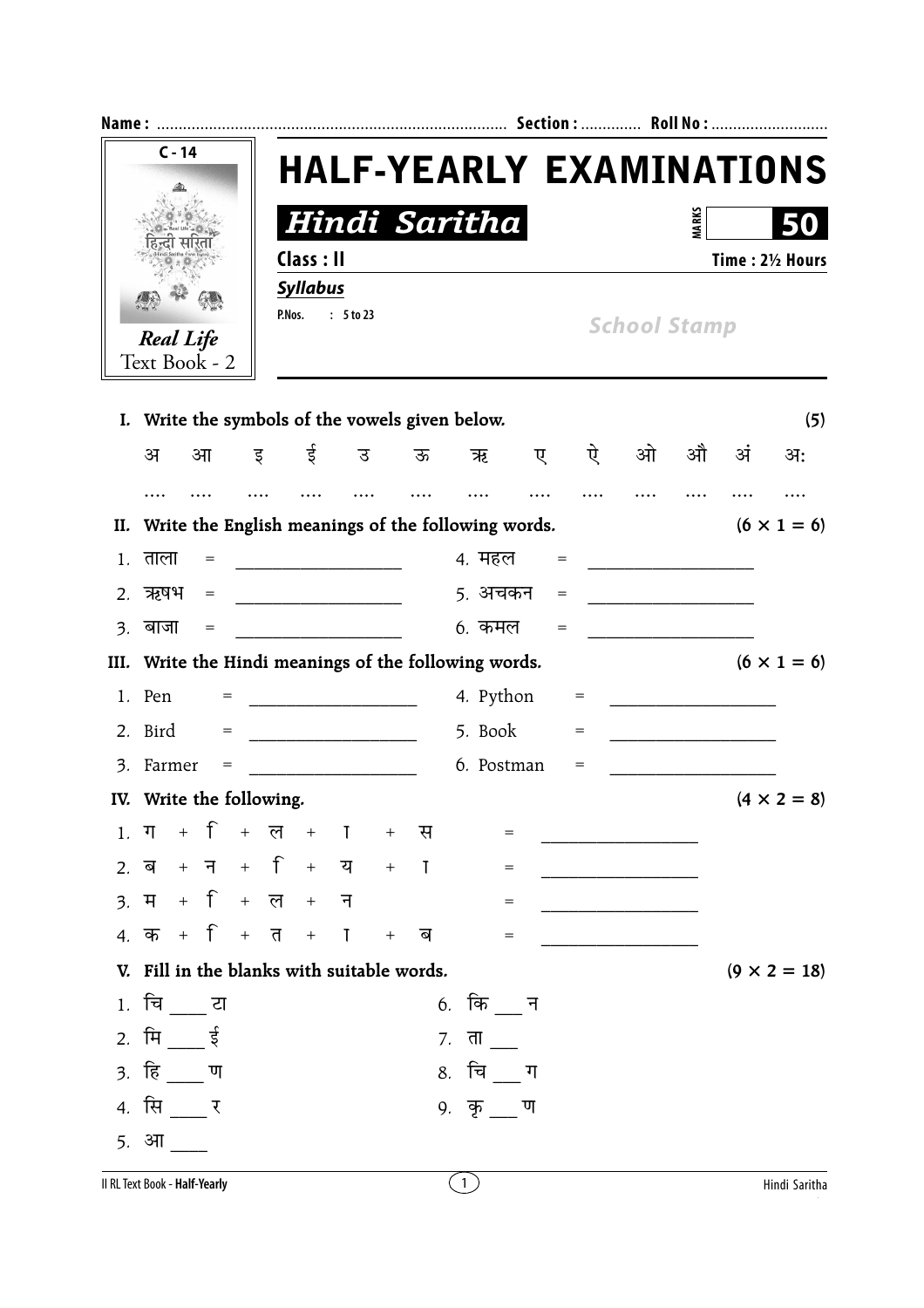**Name :** ........................................................................ **Section :** ............. **Roll No :** ..........................

C - 14

Real Life Text Book - 2

# HALF-YEARLY EXAMINATIONS

## *Hindi Saritha*

**MARKS** **50**

**Class : II** **Time : 2½ Hours**

***Syllabus***

**P.Nos. : 5 to 23**

*School Stamp*

**I. Write the symbols of the vowels given below.** **(5)**

| अ | आ | इ | ई | उ | ऊ | ऋ | ए | ऐ | ओ | औ | अं | अः |
|---|---|---|---|---|---|---|---|---|---|---|---|---|
| .... | .... | .... | .... | .... | .... | .... | .... | .... | .... | .... | .... | .... |

**II. Write the English meanings of the following words.** **(6 × 1 = 6)**

1. ताला = ________________
2. ऋषभ = ________________
3. बाजा = ________________
4. महल = ________________
5. अचकन = ________________
6. कमल = ________________

**III. Write the Hindi meanings of the following words.** **(6 × 1 = 6)**

1. Pen = ________________
2. Bird = ________________
3. Farmer = ________________
4. Python = ________________
5. Book = ________________
6. Postman = ________________

**IV. Write the following.** **(4 × 2 = 8)**

1. ग + ि + ल + ा + स = ________________
2. ब + न + ि + य + ा = ________________
3. म + ि + ल + न = ________________
4. क + ि + त + ा + ब = ________________

**V. Fill in the blanks with suitable words.** **(9 × 2 = 18)**

1. चि ____ टा
2. मि ____ ई
3. हि ____ ण
4. सि ____ र
5. आ ____
6. कि ___ न
7. ता ___
8. चि ___ ग
9. कृ ___ ण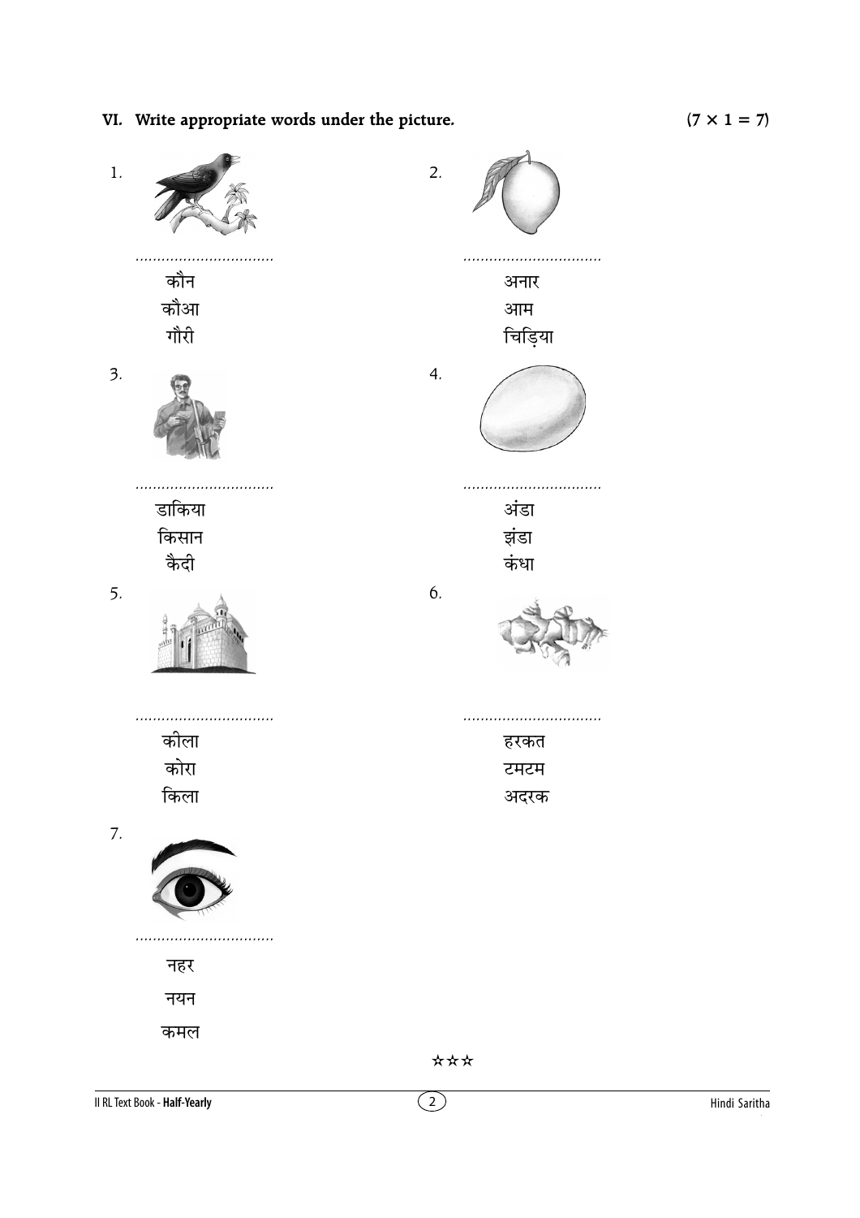## VI. Write appropriate words under the picture. (7 × 1 = 7)

1. ................................

   कौन
   कौआ
   गौरी

2. ................................

   अनार
   आम
   चिड़िया

3. ................................

   डाकिया
   किसान
   कैदी

4. ................................

   अंडा
   झंडा
   कंधा

5. ................................

   कीला
   कोरा
   किला

6. ................................

   हरकत
   टमटम
   अदरक

7. ................................

   नहर
   नयन
   कमल

☆☆☆